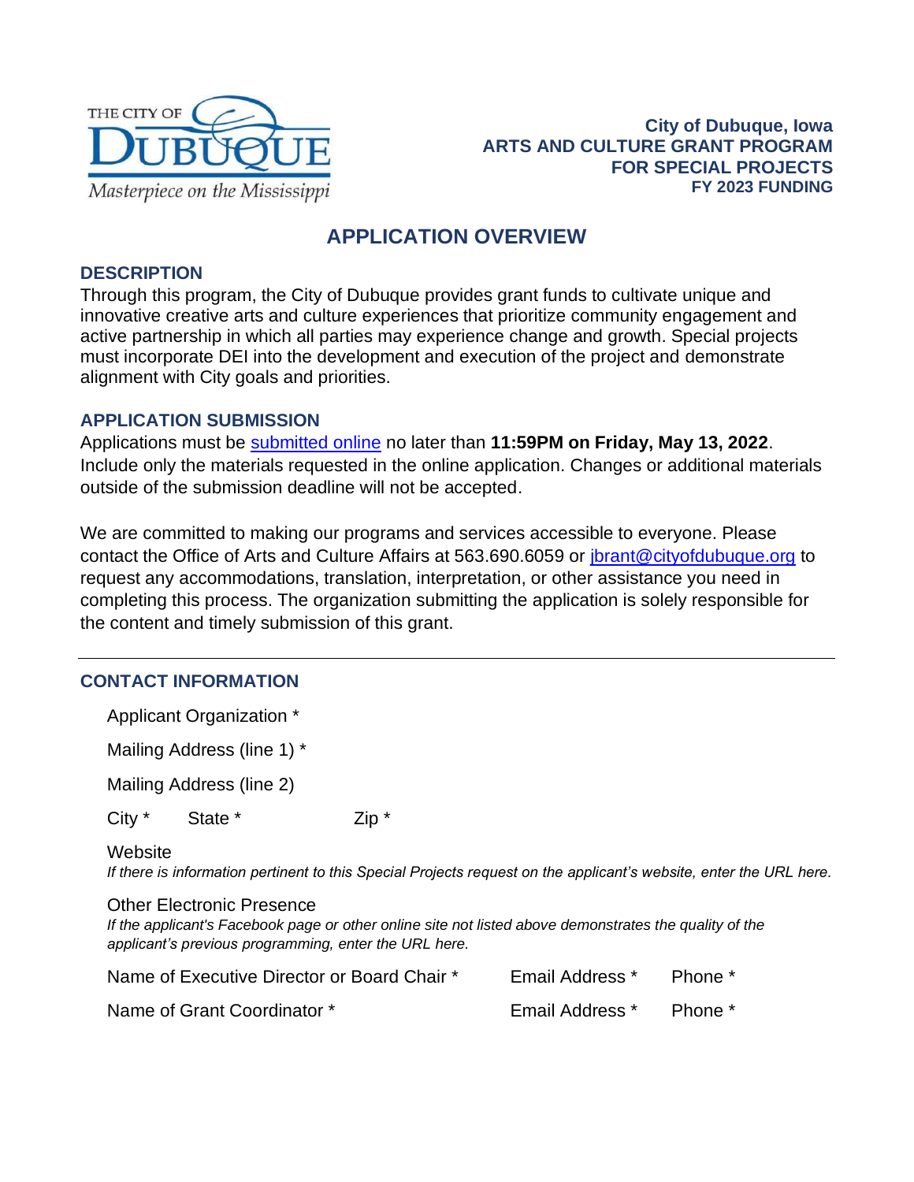City of Dubuque, Iowa
**ARTS AND CULTURE GRANT PROGRAM**
**FOR SPECIAL PROJECTS**
**FY 2023 FUNDING**

# APPLICATION OVERVIEW

## DESCRIPTION

Through this program, the City of Dubuque provides grant funds to cultivate unique and innovative creative arts and culture experiences that prioritize community engagement and active partnership in which all parties may experience change and growth. Special projects must incorporate DEI into the development and execution of the project and demonstrate alignment with City goals and priorities.

## APPLICATION SUBMISSION

Applications must be submitted online no later than **11:59PM on Friday, May 13, 2022**. Include only the materials requested in the online application. Changes or additional materials outside of the submission deadline will not be accepted.

We are committed to making our programs and services accessible to everyone. Please contact the Office of Arts and Culture Affairs at 563.690.6059 or jbrant@cityofdubuque.org to request any accommodations, translation, interpretation, or other assistance you need in completing this process. The organization submitting the application is solely responsible for the content and timely submission of this grant.

---

## CONTACT INFORMATION

Applicant Organization *

Mailing Address (line 1) *

Mailing Address (line 2)

City * State * Zip *

Website
*If there is information pertinent to this Special Projects request on the applicant's website, enter the URL here.*

Other Electronic Presence
*If the applicant's Facebook page or other online site not listed above demonstrates the quality of the applicant's previous programming, enter the URL here.*

Name of Executive Director or Board Chair * Email Address * Phone *

Name of Grant Coordinator * Email Address * Phone *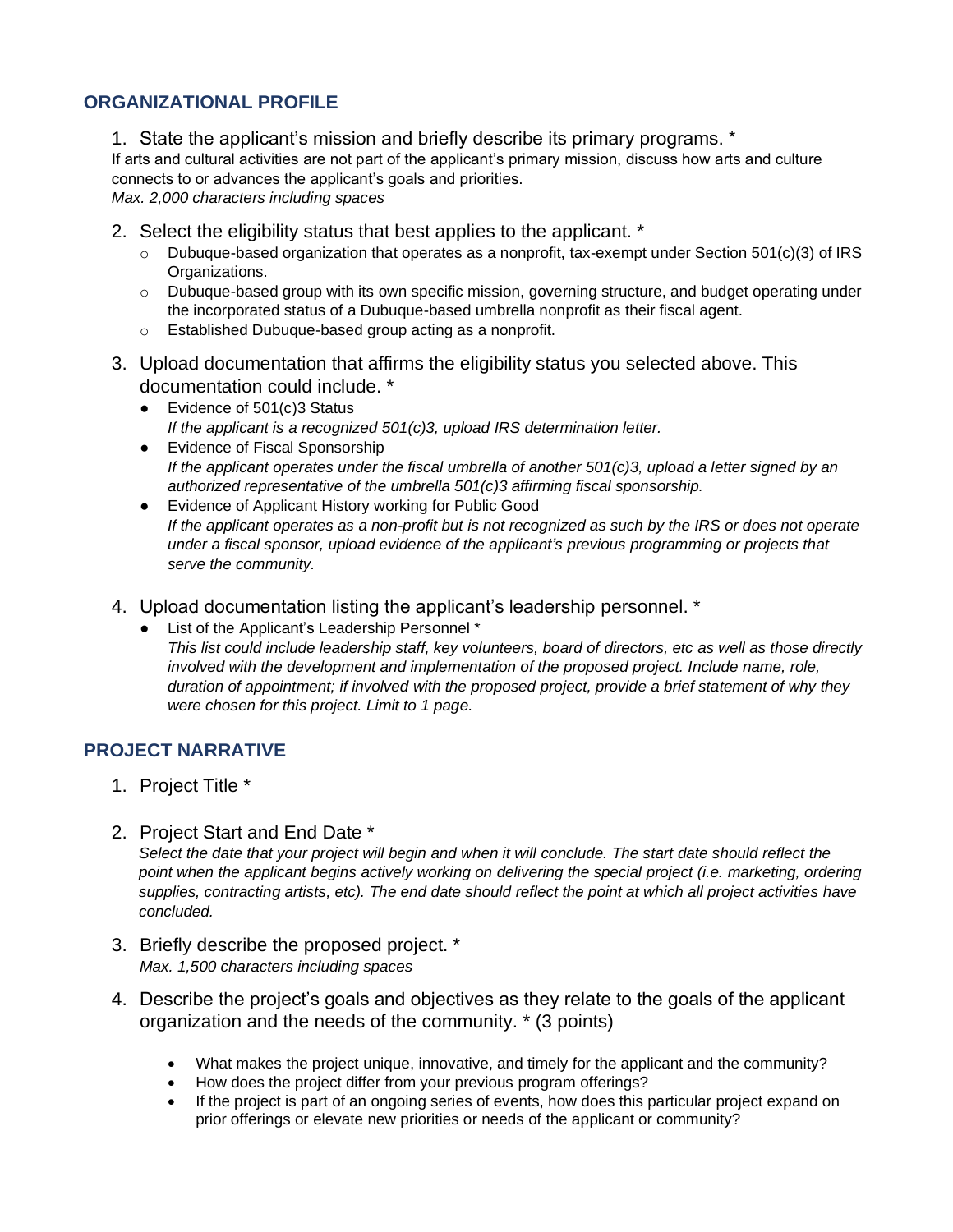## ORGANIZATIONAL PROFILE

1. State the applicant's mission and briefly describe its primary programs. *
   If arts and cultural activities are not part of the applicant's primary mission, discuss how arts and culture connects to or advances the applicant's goals and priorities.
   *Max. 2,000 characters including spaces*

2. Select the eligibility status that best applies to the applicant. *
   - Dubuque-based organization that operates as a nonprofit, tax-exempt under Section 501(c)(3) of IRS Organizations.
   - Dubuque-based group with its own specific mission, governing structure, and budget operating under the incorporated status of a Dubuque-based umbrella nonprofit as their fiscal agent.
   - Established Dubuque-based group acting as a nonprofit.

3. Upload documentation that affirms the eligibility status you selected above. This documentation could include. *
   - Evidence of 501(c)3 Status
     *If the applicant is a recognized 501(c)3, upload IRS determination letter.*
   - Evidence of Fiscal Sponsorship
     *If the applicant operates under the fiscal umbrella of another 501(c)3, upload a letter signed by an authorized representative of the umbrella 501(c)3 affirming fiscal sponsorship.*
   - Evidence of Applicant History working for Public Good
     *If the applicant operates as a non-profit but is not recognized as such by the IRS or does not operate under a fiscal sponsor, upload evidence of the applicant's previous programming or projects that serve the community.*

4. Upload documentation listing the applicant's leadership personnel. *
   - List of the Applicant's Leadership Personnel *
     *This list could include leadership staff, key volunteers, board of directors, etc as well as those directly involved with the development and implementation of the proposed project. Include name, role, duration of appointment; if involved with the proposed project, provide a brief statement of why they were chosen for this project. Limit to 1 page.*

## PROJECT NARRATIVE

1. Project Title *

2. Project Start and End Date *
   *Select the date that your project will begin and when it will conclude. The start date should reflect the point when the applicant begins actively working on delivering the special project (i.e. marketing, ordering supplies, contracting artists, etc). The end date should reflect the point at which all project activities have concluded.*

3. Briefly describe the proposed project. *
   *Max. 1,500 characters including spaces*

4. Describe the project's goals and objectives as they relate to the goals of the applicant organization and the needs of the community. * (3 points)
   - What makes the project unique, innovative, and timely for the applicant and the community?
   - How does the project differ from your previous program offerings?
   - If the project is part of an ongoing series of events, how does this particular project expand on prior offerings or elevate new priorities or needs of the applicant or community?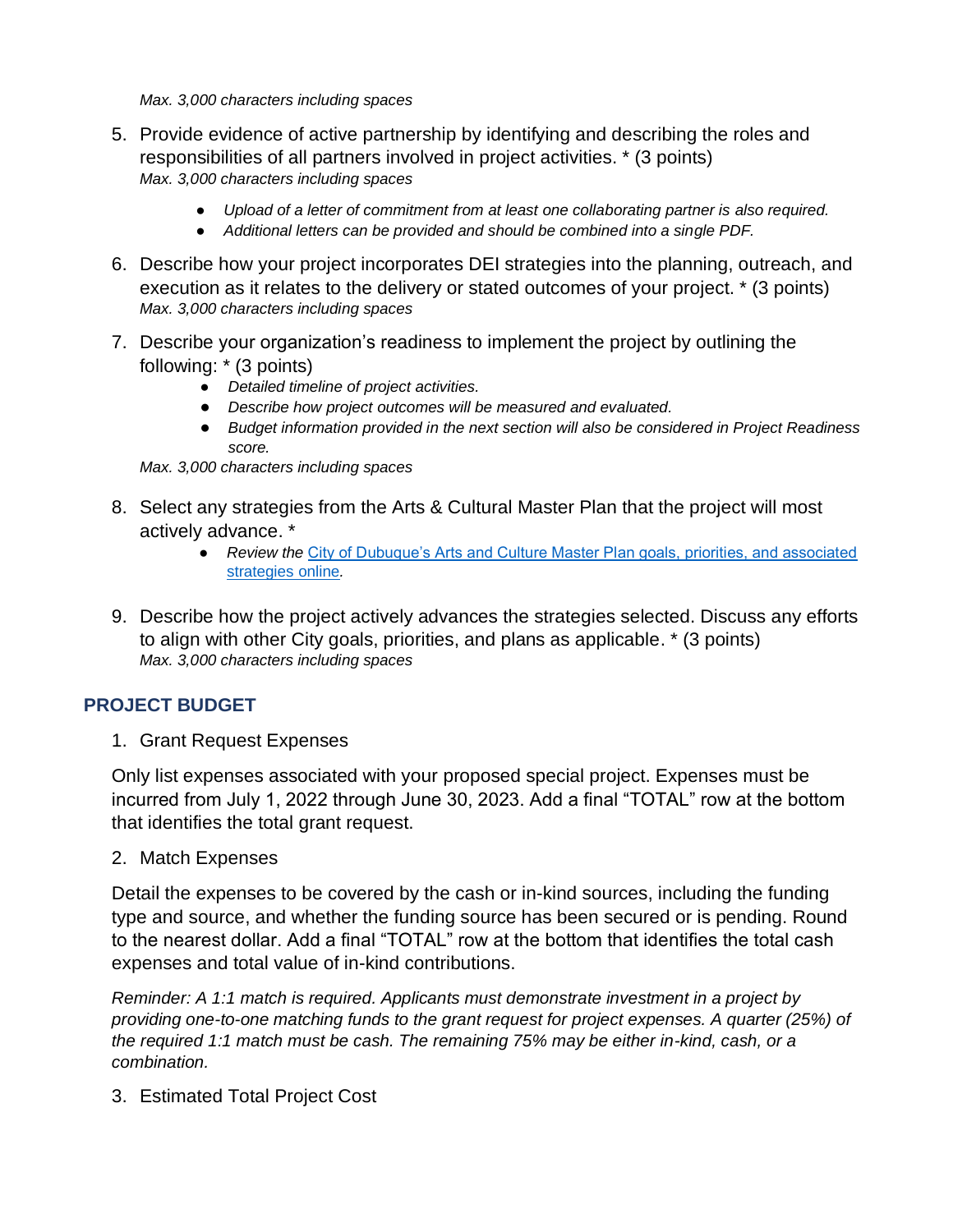*Max. 3,000 characters including spaces*

5. Provide evidence of active partnership by identifying and describing the roles and responsibilities of all partners involved in project activities. * (3 points)
   *Max. 3,000 characters including spaces*
   - *Upload of a letter of commitment from at least one collaborating partner is also required.*
   - *Additional letters can be provided and should be combined into a single PDF.*
6. Describe how your project incorporates DEI strategies into the planning, outreach, and execution as it relates to the delivery or stated outcomes of your project. * (3 points)
   *Max. 3,000 characters including spaces*
7. Describe your organization's readiness to implement the project by outlining the following: * (3 points)
   - *Detailed timeline of project activities.*
   - *Describe how project outcomes will be measured and evaluated.*
   - *Budget information provided in the next section will also be considered in Project Readiness score.*

   *Max. 3,000 characters including spaces*
8. Select any strategies from the Arts & Cultural Master Plan that the project will most actively advance. *
   - *Review the* [City of Dubuque's Arts and Culture Master Plan goals, priorities, and associated strategies online]().
9. Describe how the project actively advances the strategies selected. Discuss any efforts to align with other City goals, priorities, and plans as applicable. * (3 points)
   *Max. 3,000 characters including spaces*

## PROJECT BUDGET

1. Grant Request Expenses

Only list expenses associated with your proposed special project. Expenses must be incurred from July 1, 2022 through June 30, 2023. Add a final "TOTAL" row at the bottom that identifies the total grant request.

2. Match Expenses

Detail the expenses to be covered by the cash or in-kind sources, including the funding type and source, and whether the funding source has been secured or is pending. Round to the nearest dollar. Add a final "TOTAL" row at the bottom that identifies the total cash expenses and total value of in-kind contributions.

*Reminder: A 1:1 match is required. Applicants must demonstrate investment in a project by providing one-to-one matching funds to the grant request for project expenses. A quarter (25%) of the required 1:1 match must be cash. The remaining 75% may be either in-kind, cash, or a combination.*

3. Estimated Total Project Cost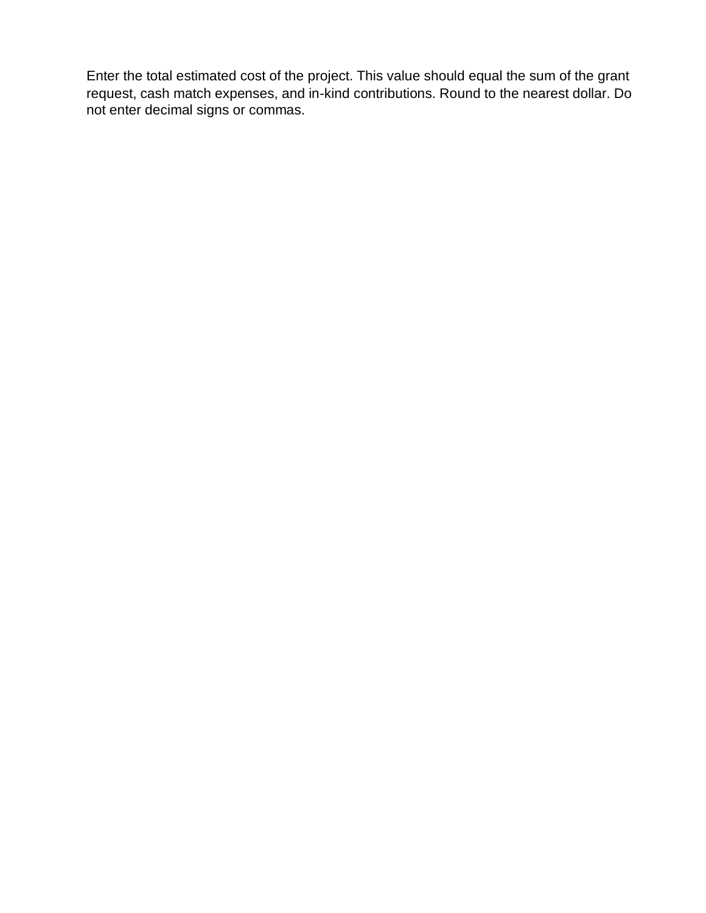Enter the total estimated cost of the project. This value should equal the sum of the grant request, cash match expenses, and in-kind contributions. Round to the nearest dollar. Do not enter decimal signs or commas.